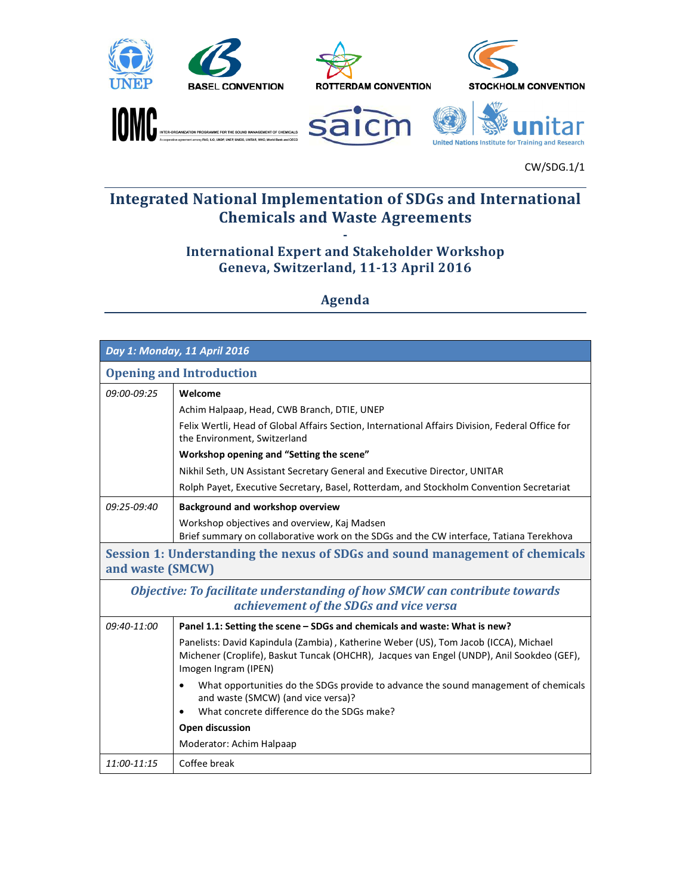CW/SDG.1/1

# Integrated National Implementation of SDGs and International Chemicals and Waste Agreements

-

## International Expert and Stakeholder Workshop
## Geneva, Switzerland, 11-13 April 2016

## Agenda

| *Day 1: Monday, 11 April 2016* | |
|---|---|
| **Opening and Introduction** | |
| *09:00-09:25* | **Welcome**<br>Achim Halpaap, Head, CWB Branch, DTIE, UNEP<br>Felix Wertli, Head of Global Affairs Section, International Affairs Division, Federal Office for the Environment, Switzerland<br>**Workshop opening and "Setting the scene"**<br>Nikhil Seth, UN Assistant Secretary General and Executive Director, UNITAR<br>Rolph Payet, Executive Secretary, Basel, Rotterdam, and Stockholm Convention Secretariat |
| *09:25-09:40* | **Background and workshop overview**<br>Workshop objectives and overview, Kaj Madsen<br>Brief summary on collaborative work on the SDGs and the CW interface, Tatiana Terekhova |
| **Session 1: Understanding the nexus of SDGs and sound management of chemicals and waste (SMCW)** | |
| ***Objective: To facilitate understanding of how SMCW can contribute towards achievement of the SDGs and vice versa*** | |
| *09:40-11:00* | **Panel 1.1: Setting the scene – SDGs and chemicals and waste: What is new?**<br>Panelists: David Kapindula (Zambia) , Katherine Weber (US), Tom Jacob (ICCA), Michael Michener (Croplife), Baskut Tuncak (OHCHR), Jacques van Engel (UNDP), Anil Sookdeo (GEF), Imogen Ingram (IPEN)<br>• What opportunities do the SDGs provide to advance the sound management of chemicals and waste (SMCW) (and vice versa)?<br>• What concrete difference do the SDGs make?<br>**Open discussion**<br>Moderator: Achim Halpaap |
| *11:00-11:15* | Coffee break |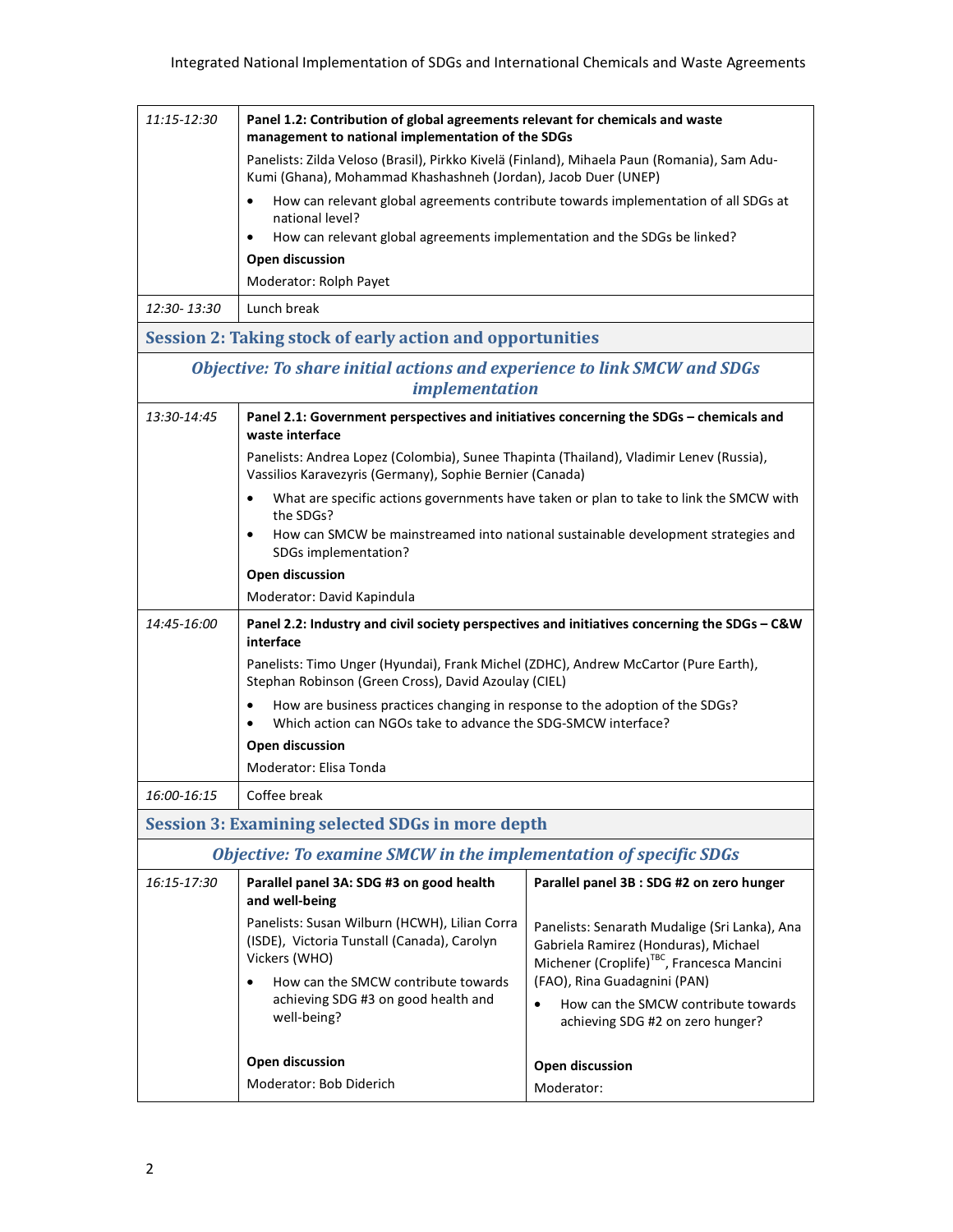| | | |
|---|---|---|
| *11:15-12:30* | **Panel 1.2: Contribution of global agreements relevant for chemicals and waste management to national implementation of the SDGs**<br>Panelists: Zilda Veloso (Brasil), Pirkko Kivelä (Finland), Mihaela Paun (Romania), Sam Adu-Kumi (Ghana), Mohammad Khashashneh (Jordan), Jacob Duer (UNEP)<br>• How can relevant global agreements contribute towards implementation of all SDGs at national level?<br>• How can relevant global agreements implementation and the SDGs be linked?<br>**Open discussion**<br>Moderator: Rolph Payet | |
| *12:30- 13:30* | Lunch break | |
| **Session 2: Taking stock of early action and opportunities** | | |
| ***Objective: To share initial actions and experience to link SMCW and SDGs implementation*** | | |
| *13:30-14:45* | **Panel 2.1: Government perspectives and initiatives concerning the SDGs – chemicals and waste interface**<br>Panelists: Andrea Lopez (Colombia), Sunee Thapinta (Thailand), Vladimir Lenev (Russia), Vassilios Karavezyris (Germany), Sophie Bernier (Canada)<br>• What are specific actions governments have taken or plan to take to link the SMCW with the SDGs?<br>• How can SMCW be mainstreamed into national sustainable development strategies and SDGs implementation?<br>**Open discussion**<br>Moderator: David Kapindula | |
| *14:45-16:00* | **Panel 2.2: Industry and civil society perspectives and initiatives concerning the SDGs – C&W interface**<br>Panelists: Timo Unger (Hyundai), Frank Michel (ZDHC), Andrew McCartor (Pure Earth), Stephan Robinson (Green Cross), David Azoulay (CIEL)<br>• How are business practices changing in response to the adoption of the SDGs?<br>• Which action can NGOs take to advance the SDG-SMCW interface?<br>**Open discussion**<br>Moderator: Elisa Tonda | |
| *16:00-16:15* | Coffee break | |
| **Session 3: Examining selected SDGs in more depth** | | |
| ***Objective: To examine SMCW in the implementation of specific SDGs*** | | |
| *16:15-17:30* | **Parallel panel 3A: SDG #3 on good health and well-being**<br>Panelists: Susan Wilburn (HCWH), Lilian Corra (ISDE), Victoria Tunstall (Canada), Carolyn Vickers (WHO)<br>• How can the SMCW contribute towards achieving SDG #3 on good health and well-being?<br>**Open discussion**<br>Moderator: Bob Diderich | **Parallel panel 3B : SDG #2 on zero hunger**<br>Panelists: Senarath Mudalige (Sri Lanka), Ana Gabriela Ramirez (Honduras), Michael Michener (Croplife)[TBC], Francesca Mancini (FAO), Rina Guadagnini (PAN)<br>• How can the SMCW contribute towards achieving SDG #2 on zero hunger?<br>**Open discussion**<br>Moderator: |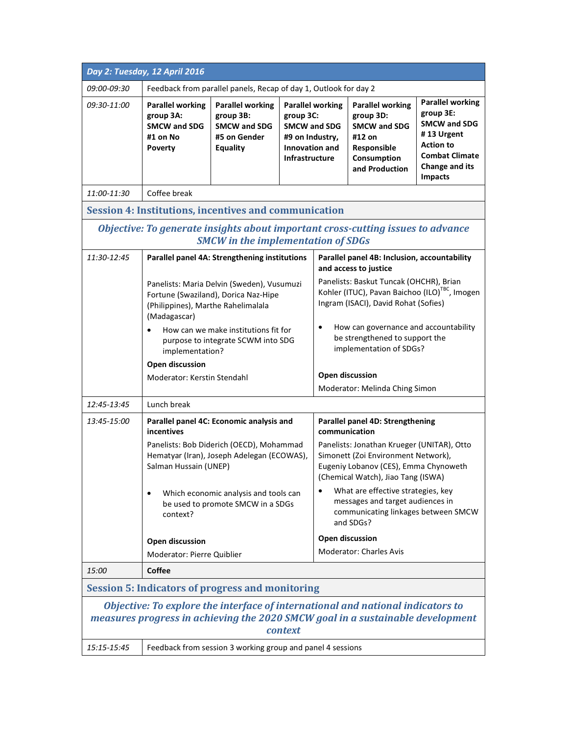| *Day 2: Tuesday, 12 April 2016* | | | | | |
|---|---|---|---|---|---|
| *09:00-09:30* | Feedback from parallel panels, Recap of day 1, Outlook for day 2 | | | | |
| *09:30-11:00* | **Parallel working group 3A: SMCW and SDG #1 on No Poverty** | **Parallel working group 3B: SMCW and SDG #5 on Gender Equality** | **Parallel working group 3C: SMCW and SDG #9 on Industry, Innovation and Infrastructure** | **Parallel working group 3D: SMCW and SDG #12 on Responsible Consumption and Production** | **Parallel working group 3E: SMCW and SDG # 13 Urgent Action to Combat Climate Change and its Impacts** |
| *11:00-11:30* | Coffee break | | | | |
| **Session 4: Institutions, incentives and communication** | | | | | |
| ***Objective: To generate insights about important cross-cutting issues to advance SMCW in the implementation of SDGs*** | | | | | |
| *11:30-12:45* | **Parallel panel 4A: Strengthening institutions**<br><br>Panelists: Maria Delvin (Sweden), Vusumuzi Fortune (Swaziland), Dorica Naz-Hipe (Philippines), Marthe Rahelimalala (Madagascar)<br><br>• How can we make institutions fit for purpose to integrate SCWM into SDG implementation?<br><br>**Open discussion**<br><br>Moderator: Kerstin Stendahl | | **Parallel panel 4B: Inclusion, accountability and access to justice**<br><br>Panelists: Baskut Tuncak (OHCHR), Brian Kohler (ITUC), Pavan Baichoo (ILO)[TBC], Imogen Ingram (ISACI), David Rohat (Sofies)<br><br>• How can governance and accountability be strengthened to support the implementation of SDGs?<br><br>**Open discussion**<br><br>Moderator: Melinda Ching Simon | | |
| *12:45-13:45* | Lunch break | | | | |
| *13:45-15:00* | **Parallel panel 4C: Economic analysis and incentives**<br><br>Panelists: Bob Diderich (OECD), Mohammad Hematyar (Iran), Joseph Adelegan (ECOWAS), Salman Hussain (UNEP)<br><br>• Which economic analysis and tools can be used to promote SMCW in a SDGs context?<br><br>**Open discussion**<br><br>Moderator: Pierre Quiblier | | **Parallel panel 4D: Strengthening communication**<br><br>Panelists: Jonathan Krueger (UNITAR), Otto Simonett (Zoi Environment Network), Eugeniy Lobanov (CES), Emma Chynoweth (Chemical Watch), Jiao Tang (ISWA)<br><br>• What are effective strategies, key messages and target audiences in communicating linkages between SMCW and SDGs?<br><br>**Open discussion**<br><br>Moderator: Charles Avis | | |
| *15:00* | **Coffee** | | | | |
| **Session 5: Indicators of progress and monitoring** | | | | | |
| ***Objective: To explore the interface of international and national indicators to measures progress in achieving the 2020 SMCW goal in a sustainable development context*** | | | | | |
| *15:15-15:45* | Feedback from session 3 working group and panel 4 sessions | | | | |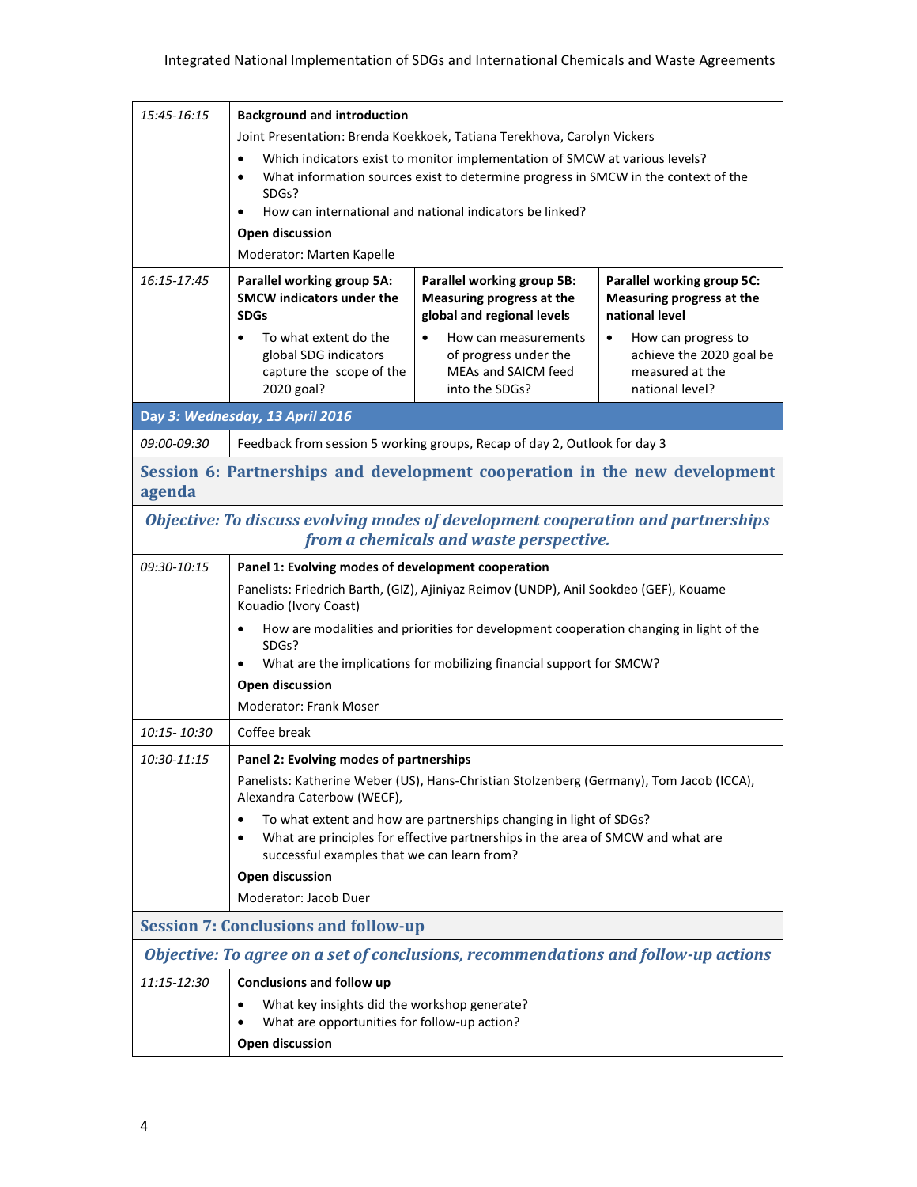| Time | Programme | | |
|---|---|---|---|
| *15:45-16:15* | **Background and introduction**<br>Joint Presentation: Brenda Koekkoek, Tatiana Terekhova, Carolyn Vickers<br>• Which indicators exist to monitor implementation of SMCW at various levels?<br>• What information sources exist to determine progress in SMCW in the context of the SDGs?<br>• How can international and national indicators be linked?<br>**Open discussion**<br>Moderator: Marten Kapelle | | |
| *16:15-17:45* | **Parallel working group 5A: SMCW indicators under the SDGs**<br>• To what extent do the global SDG indicators capture the scope of the 2020 goal? | **Parallel working group 5B: Measuring progress at the global and regional levels**<br>• How can measurements of progress under the MEAs and SAICM feed into the SDGs? | **Parallel working group 5C: Measuring progress at the national level**<br>• How can progress to achieve the 2020 goal be measured at the national level? |
| ***Day 3: Wednesday, 13 April 2016*** | | | |
| *09:00-09:30* | Feedback from session 5 working groups, Recap of day 2, Outlook for day 3 | | |
| **Session 6: Partnerships and development cooperation in the new development agenda** | | | |
| ***Objective: To discuss evolving modes of development cooperation and partnerships from a chemicals and waste perspective.*** | | | |
| *09:30-10:15* | **Panel 1: Evolving modes of development cooperation**<br>Panelists: Friedrich Barth, (GIZ), Ajiniyaz Reimov (UNDP), Anil Sookdeo (GEF), Kouame Kouadio (Ivory Coast)<br>• How are modalities and priorities for development cooperation changing in light of the SDGs?<br>• What are the implications for mobilizing financial support for SMCW?<br>**Open discussion**<br>Moderator: Frank Moser | | |
| *10:15- 10:30* | Coffee break | | |
| *10:30-11:15* | **Panel 2: Evolving modes of partnerships**<br>Panelists: Katherine Weber (US), Hans-Christian Stolzenberg (Germany), Tom Jacob (ICCA), Alexandra Caterbow (WECF),<br>• To what extent and how are partnerships changing in light of SDGs?<br>• What are principles for effective partnerships in the area of SMCW and what are successful examples that we can learn from?<br>**Open discussion**<br>Moderator: Jacob Duer | | |
| **Session 7: Conclusions and follow-up** | | | |
| ***Objective: To agree on a set of conclusions, recommendations and follow-up actions*** | | | |
| *11:15-12:30* | **Conclusions and follow up**<br>• What key insights did the workshop generate?<br>• What are opportunities for follow-up action?<br>**Open discussion** | | |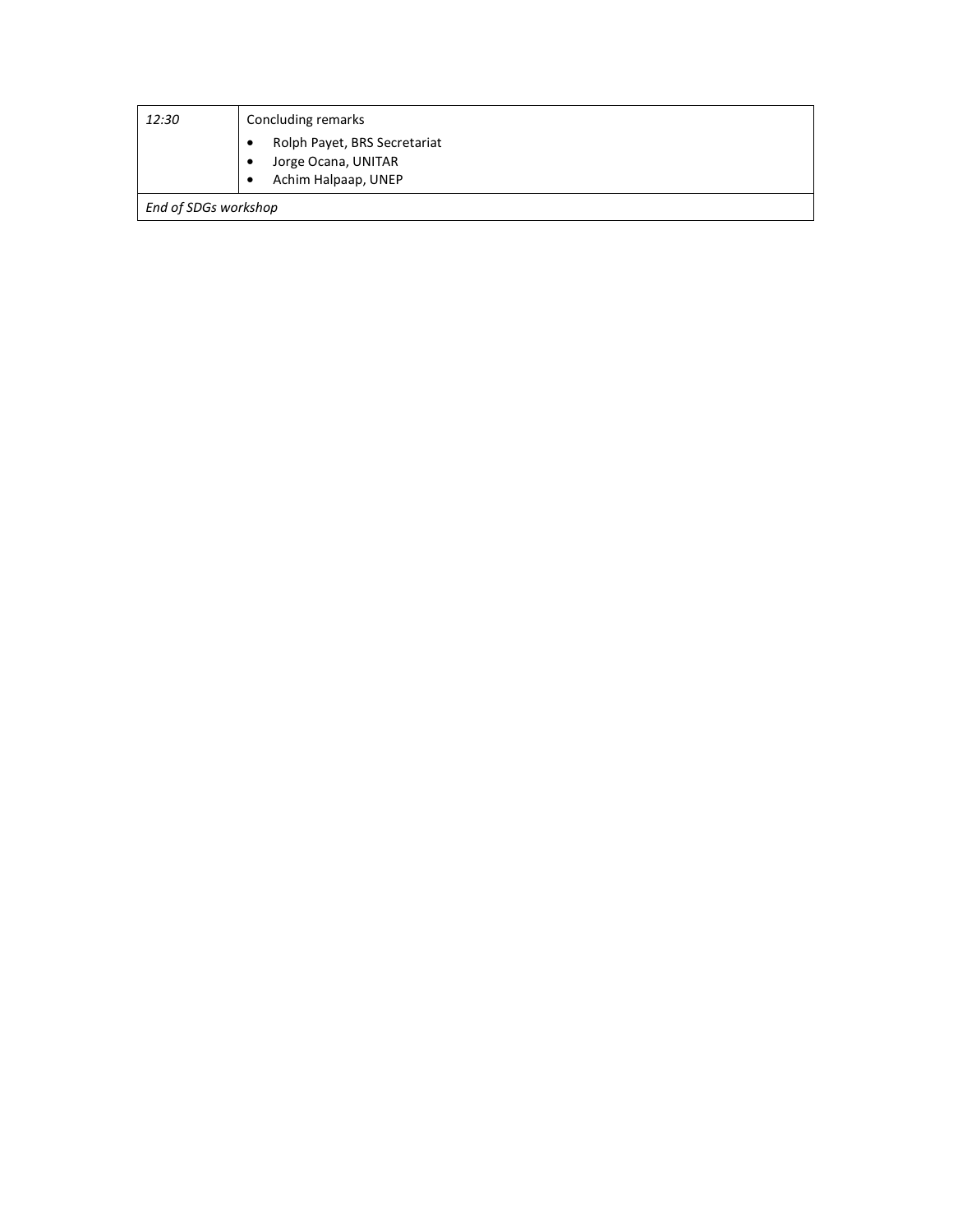| | |
|---|---|
| *12:30* | Concluding remarks<br>• Rolph Payet, BRS Secretariat<br>• Jorge Ocana, UNITAR<br>• Achim Halpaap, UNEP |
| *End of SDGs workshop* | |